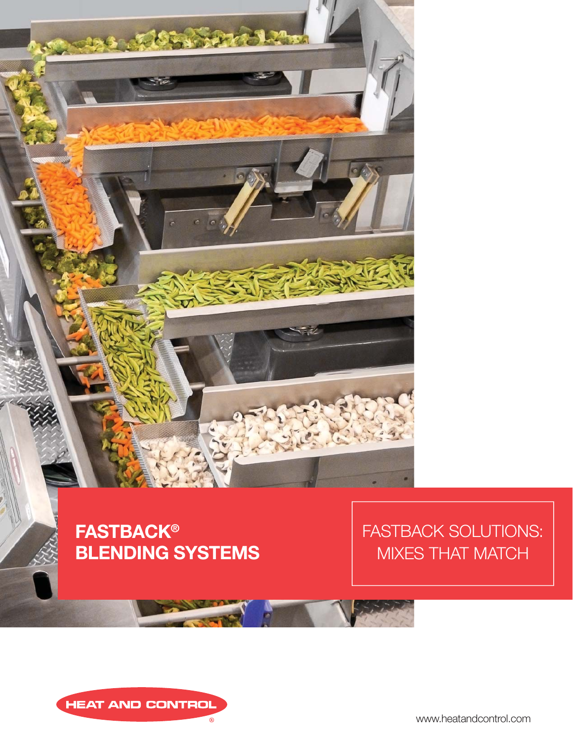# FASTBACK® BLENDING SYSTEMS

FASTBACK SOLUTIONS: MIXES THAT MATCH

HEAT AND CONTROL®

www.heatandcontrol.com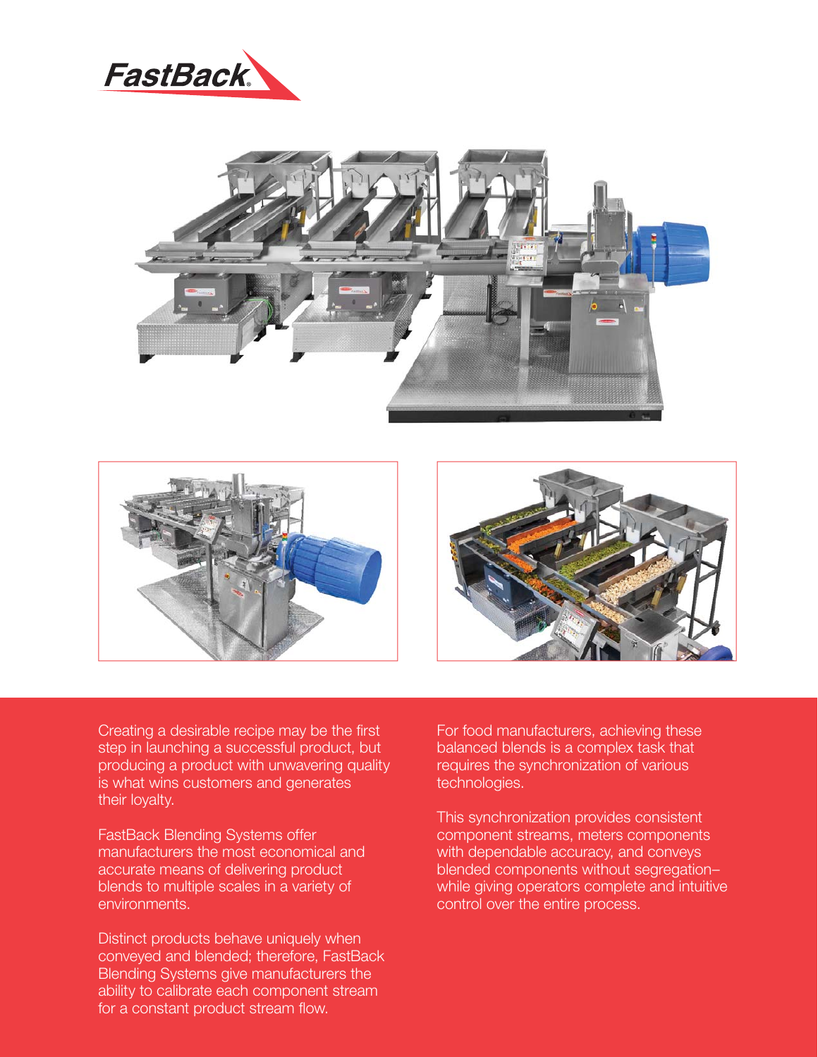Creating a desirable recipe may be the first step in launching a successful product, but producing a product with unwavering quality is what wins customers and generates their loyalty.

FastBack Blending Systems offer manufacturers the most economical and accurate means of delivering product blends to multiple scales in a variety of environments.

Distinct products behave uniquely when conveyed and blended; therefore, FastBack Blending Systems give manufacturers the ability to calibrate each component stream for a constant product stream flow.

For food manufacturers, achieving these balanced blends is a complex task that requires the synchronization of various technologies.

This synchronization provides consistent component streams, meters components with dependable accuracy, and conveys blended components without segregation–while giving operators complete and intuitive control over the entire process.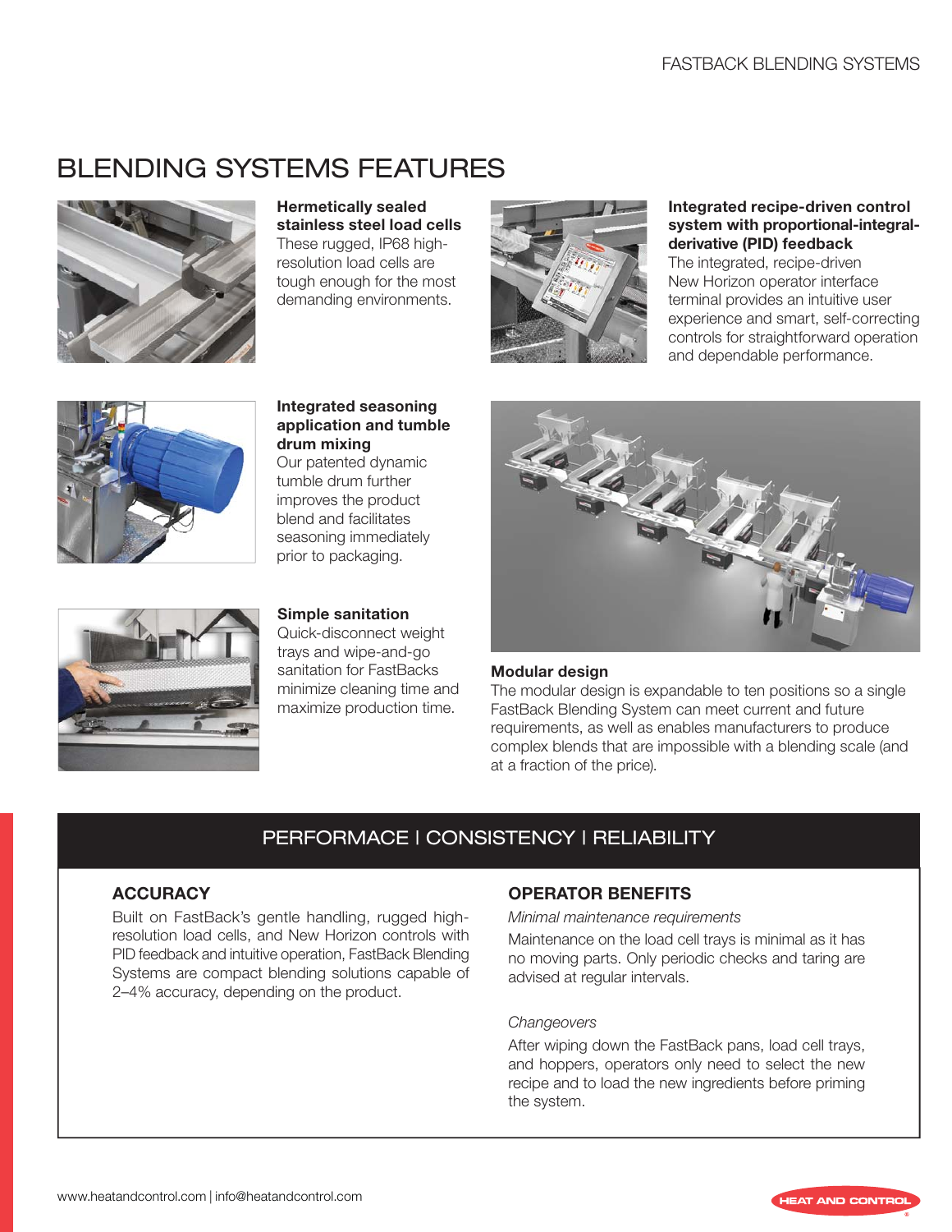# BLENDING SYSTEMS FEATURES

**Hermetically sealed stainless steel load cells**
These rugged, IP68 high-resolution load cells are tough enough for the most demanding environments.

**Integrated recipe-driven control system with proportional-integral-derivative (PID) feedback**
The integrated, recipe-driven New Horizon operator interface terminal provides an intuitive user experience and smart, self-correcting controls for straightforward operation and dependable performance.

**Integrated seasoning application and tumble drum mixing**
Our patented dynamic tumble drum further improves the product blend and facilitates seasoning immediately prior to packaging.

**Simple sanitation**
Quick-disconnect weight trays and wipe-and-go sanitation for FastBacks minimize cleaning time and maximize production time.

**Modular design**
The modular design is expandable to ten positions so a single FastBack Blending System can meet current and future requirements, as well as enables manufacturers to produce complex blends that are impossible with a blending scale (and at a fraction of the price).

## PERFORMACE | CONSISTENCY | RELIABILITY

### ACCURACY

Built on FastBack's gentle handling, rugged high-resolution load cells, and New Horizon controls with PID feedback and intuitive operation, FastBack Blending Systems are compact blending solutions capable of 2–4% accuracy, depending on the product.

### OPERATOR BENEFITS

*Minimal maintenance requirements*

Maintenance on the load cell trays is minimal as it has no moving parts. Only periodic checks and taring are advised at regular intervals.

*Changeovers*

After wiping down the FastBack pans, load cell trays, and hoppers, operators only need to select the new recipe and to load the new ingredients before priming the system.

www.heatandcontrol.com | info@heatandcontrol.com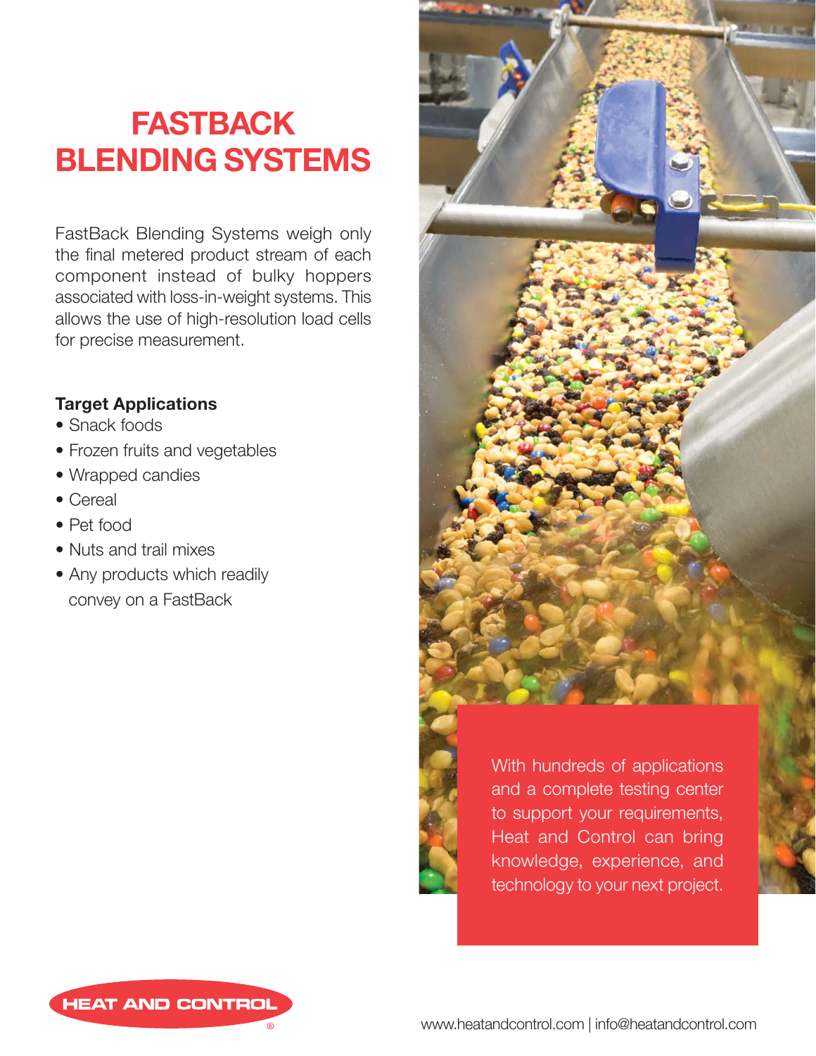# FASTBACK BLENDING SYSTEMS

FastBack Blending Systems weigh only the final metered product stream of each component instead of bulky hoppers associated with loss-in-weight systems. This allows the use of high-resolution load cells for precise measurement.

**Target Applications**

- Snack foods
- Frozen fruits and vegetables
- Wrapped candies
- Cereal
- Pet food
- Nuts and trail mixes
- Any products which readily convey on a FastBack

With hundreds of applications and a complete testing center to support your requirements, Heat and Control can bring knowledge, experience, and technology to your next project.

HEAT AND CONTROL®

www.heatandcontrol.com | info@heatandcontrol.com